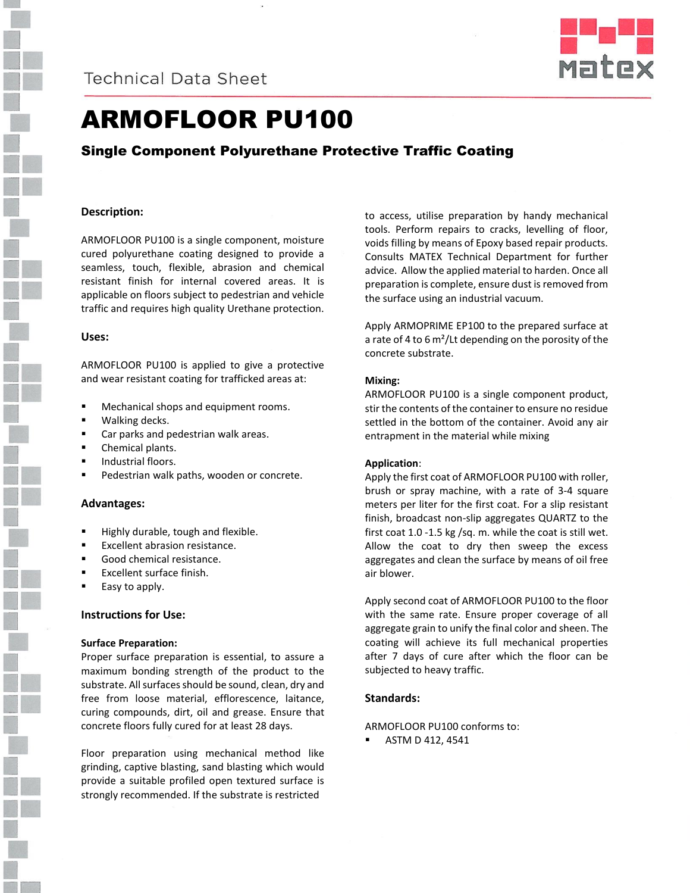Technical Data Sheet

# ARMOFLOOR PU100

## Single Component Polyurethane Protective Traffic Coating

### Description:

ARMOFLOOR PU100 is a single component, moisture cured polyurethane coating designed to provide a seamless, touch, flexible, abrasion and chemical resistant finish for internal covered areas. It is applicable on floors subject to pedestrian and vehicle traffic and requires high quality Urethane protection.

### Uses:

ARMOFLOOR PU100 is applied to give a protective and wear resistant coating for trafficked areas at:

- Mechanical shops and equipment rooms.
- Walking decks.
- Car parks and pedestrian walk areas.
- Chemical plants.
- Industrial floors.
- Pedestrian walk paths, wooden or concrete.

### Advantages:

- Highly durable, tough and flexible.
- Excellent abrasion resistance.
- Good chemical resistance.
- Excellent surface finish.
- Easy to apply.

### Instructions for Use:

#### Surface Preparation:

Proper surface preparation is essential, to assure a maximum bonding strength of the product to the substrate. All surfaces should be sound, clean, dry and free from loose material, efflorescence, laitance, curing compounds, dirt, oil and grease. Ensure that concrete floors fully cured for at least 28 days.

Floor preparation using mechanical method like grinding, captive blasting, sand blasting which would provide a suitable profiled open textured surface is strongly recommended. If the substrate is restricted to access, utilise preparation by handy mechanical tools. Perform repairs to cracks, levelling of floor, voids filling by means of Epoxy based repair products. Consults MATEX Technical Department for further advice. Allow the applied material to harden. Once all preparation is complete, ensure dust is removed from the surface using an industrial vacuum.

Apply ARMOPRIME EP100 to the prepared surface at a rate of 4 to 6 m²/Lt depending on the porosity of the concrete substrate.

#### Mixing:

ARMOFLOOR PU100 is a single component product, stir the contents of the container to ensure no residue settled in the bottom of the container. Avoid any air entrapment in the material while mixing

#### Application:

Apply the first coat of ARMOFLOOR PU100 with roller, brush or spray machine, with a rate of 3-4 square meters per liter for the first coat. For a slip resistant finish, broadcast non-slip aggregates QUARTZ to the first coat 1.0 -1.5 kg /sq. m. while the coat is still wet. Allow the coat to dry then sweep the excess aggregates and clean the surface by means of oil free air blower.

Apply second coat of ARMOFLOOR PU100 to the floor with the same rate. Ensure proper coverage of all aggregate grain to unify the final color and sheen. The coating will achieve its full mechanical properties after 7 days of cure after which the floor can be subjected to heavy traffic.

### Standards:

ARMOFLOOR PU100 conforms to:

- ASTM D 412, 4541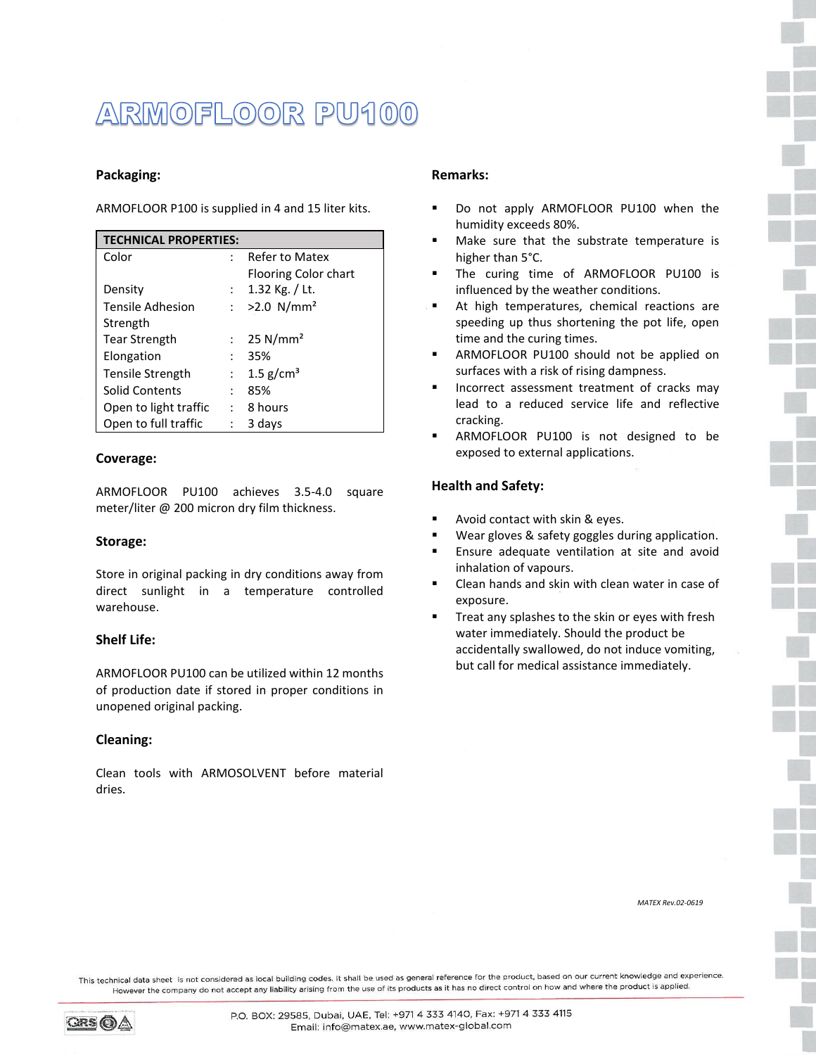# ARMOFLOOR PU100

## Packaging:

ARMOFLOOR P100 is supplied in 4 and 15 liter kits.

| TECHNICAL PROPERTIES: | | |
|---|---|---|
| Color | : | Refer to Matex Flooring Color chart |
| Density | : | 1.32 Kg. / Lt. |
| Tensile Adhesion Strength | : | >2.0 N/mm² |
| Tear Strength | : | 25 N/mm² |
| Elongation | : | 35% |
| Tensile Strength | : | 1.5 g/cm³ |
| Solid Contents | : | 85% |
| Open to light traffic | : | 8 hours |
| Open to full traffic | : | 3 days |

## Coverage:

ARMOFLOOR PU100 achieves 3.5-4.0 square meter/liter @ 200 micron dry film thickness.

## Storage:

Store in original packing in dry conditions away from direct sunlight in a temperature controlled warehouse.

## Shelf Life:

ARMOFLOOR PU100 can be utilized within 12 months of production date if stored in proper conditions in unopened original packing.

## Cleaning:

Clean tools with ARMOSOLVENT before material dries.

## Remarks:

- Do not apply ARMOFLOOR PU100 when the humidity exceeds 80%.
- Make sure that the substrate temperature is higher than 5°C.
- The curing time of ARMOFLOOR PU100 is influenced by the weather conditions.
- At high temperatures, chemical reactions are speeding up thus shortening the pot life, open time and the curing times.
- ARMOFLOOR PU100 should not be applied on surfaces with a risk of rising dampness.
- Incorrect assessment treatment of cracks may lead to a reduced service life and reflective cracking.
- ARMOFLOOR PU100 is not designed to be exposed to external applications.

## Health and Safety:

- Avoid contact with skin & eyes.
- Wear gloves & safety goggles during application.
- Ensure adequate ventilation at site and avoid inhalation of vapours.
- Clean hands and skin with clean water in case of exposure.
- Treat any splashes to the skin or eyes with fresh water immediately. Should the product be accidentally swallowed, do not induce vomiting, but call for medical assistance immediately.

*MATEX Rev.02-0619*

This technical data sheet is not considered as local building codes. It shall be used as general reference for the product, based on our current knowledge and experience. However the company do not accept any liability arising from the use of its products as it has no direct control on how and where the product is applied.

P.O. BOX: 29585, Dubai, UAE, Tel: +971 4 333 4140, Fax: +971 4 333 4115
Email: info@matex.ae, www.matex-global.com